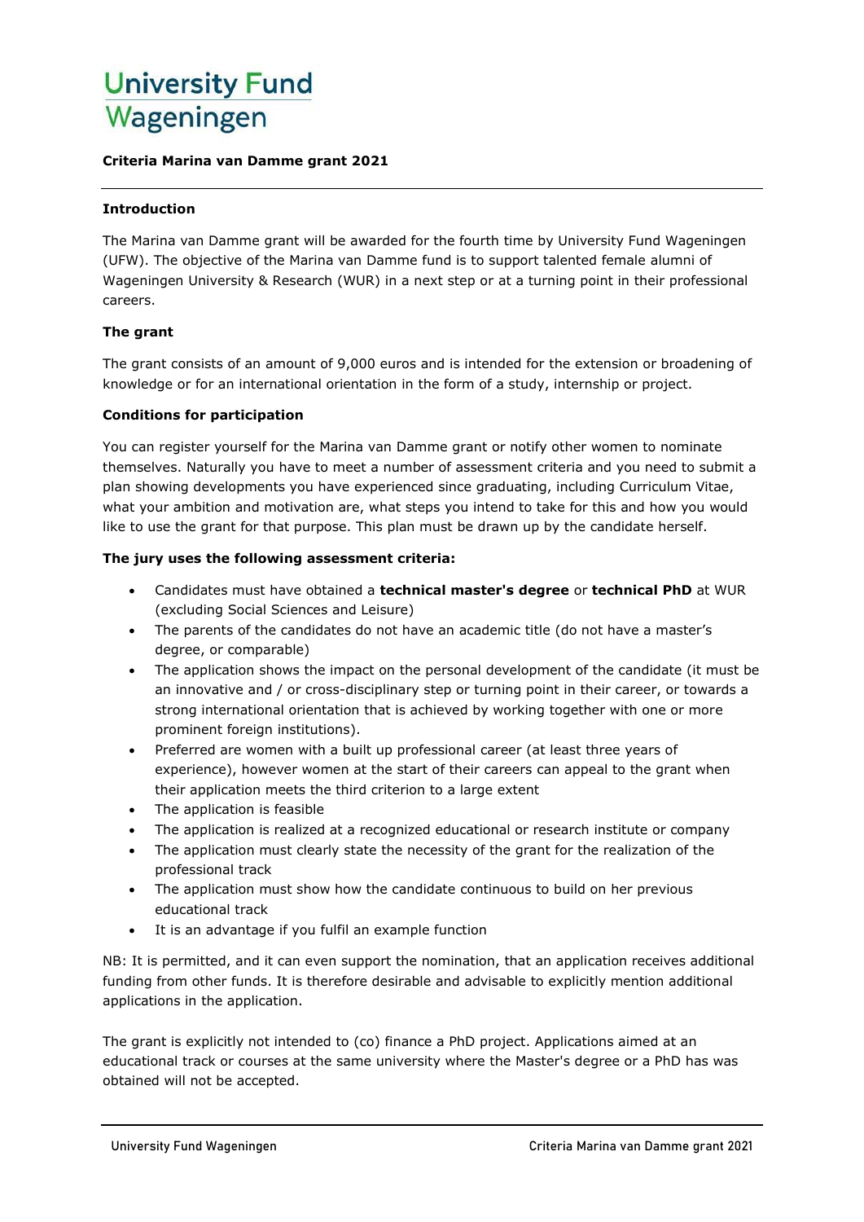# University Fund Wageningen

**Criteria Marina van Damme grant 2021**

---

**Introduction**

The Marina van Damme grant will be awarded for the fourth time by University Fund Wageningen (UFW). The objective of the Marina van Damme fund is to support talented female alumni of Wageningen University & Research (WUR) in a next step or at a turning point in their professional careers.

**The grant**

The grant consists of an amount of 9,000 euros and is intended for the extension or broadening of knowledge or for an international orientation in the form of a study, internship or project.

**Conditions for participation**

You can register yourself for the Marina van Damme grant or notify other women to nominate themselves. Naturally you have to meet a number of assessment criteria and you need to submit a plan showing developments you have experienced since graduating, including Curriculum Vitae, what your ambition and motivation are, what steps you intend to take for this and how you would like to use the grant for that purpose. This plan must be drawn up by the candidate herself.

**The jury uses the following assessment criteria:**

- Candidates must have obtained a **technical master's degree** or **technical PhD** at WUR (excluding Social Sciences and Leisure)
- The parents of the candidates do not have an academic title (do not have a master's degree, or comparable)
- The application shows the impact on the personal development of the candidate (it must be an innovative and / or cross-disciplinary step or turning point in their career, or towards a strong international orientation that is achieved by working together with one or more prominent foreign institutions).
- Preferred are women with a built up professional career (at least three years of experience), however women at the start of their careers can appeal to the grant when their application meets the third criterion to a large extent
- The application is feasible
- The application is realized at a recognized educational or research institute or company
- The application must clearly state the necessity of the grant for the realization of the professional track
- The application must show how the candidate continuous to build on her previous educational track
- It is an advantage if you fulfil an example function

NB: It is permitted, and it can even support the nomination, that an application receives additional funding from other funds. It is therefore desirable and advisable to explicitly mention additional applications in the application.

The grant is explicitly not intended to (co) finance a PhD project. Applications aimed at an educational track or courses at the same university where the Master's degree or a PhD has was obtained will not be accepted.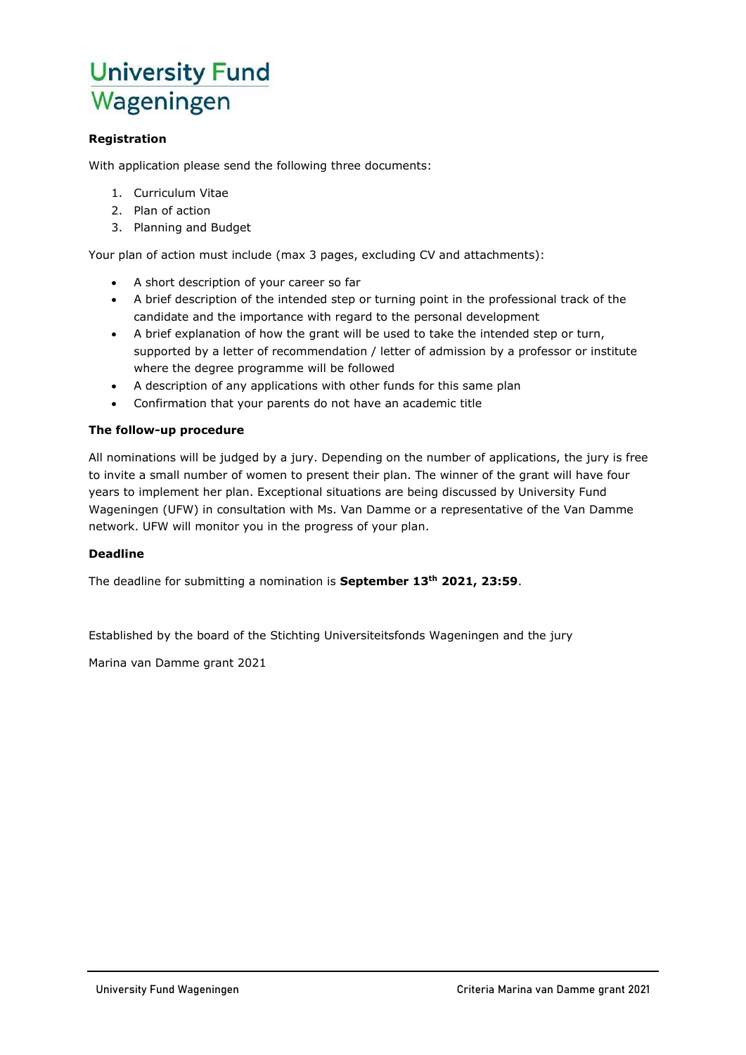**University Fund Wageningen**

**Registration**

With application please send the following three documents:

1. Curriculum Vitae
2. Plan of action
3. Planning and Budget

Your plan of action must include (max 3 pages, excluding CV and attachments):

- A short description of your career so far
- A brief description of the intended step or turning point in the professional track of the candidate and the importance with regard to the personal development
- A brief explanation of how the grant will be used to take the intended step or turn, supported by a letter of recommendation / letter of admission by a professor or institute where the degree programme will be followed
- A description of any applications with other funds for this same plan
- Confirmation that your parents do not have an academic title

**The follow-up procedure**

All nominations will be judged by a jury. Depending on the number of applications, the jury is free to invite a small number of women to present their plan. The winner of the grant will have four years to implement her plan. Exceptional situations are being discussed by University Fund Wageningen (UFW) in consultation with Ms. Van Damme or a representative of the Van Damme network. UFW will monitor you in the progress of your plan.

**Deadline**

The deadline for submitting a nomination is **September 13th 2021, 23:59**.

Established by the board of the Stichting Universiteitsfonds Wageningen and the jury

Marina van Damme grant 2021